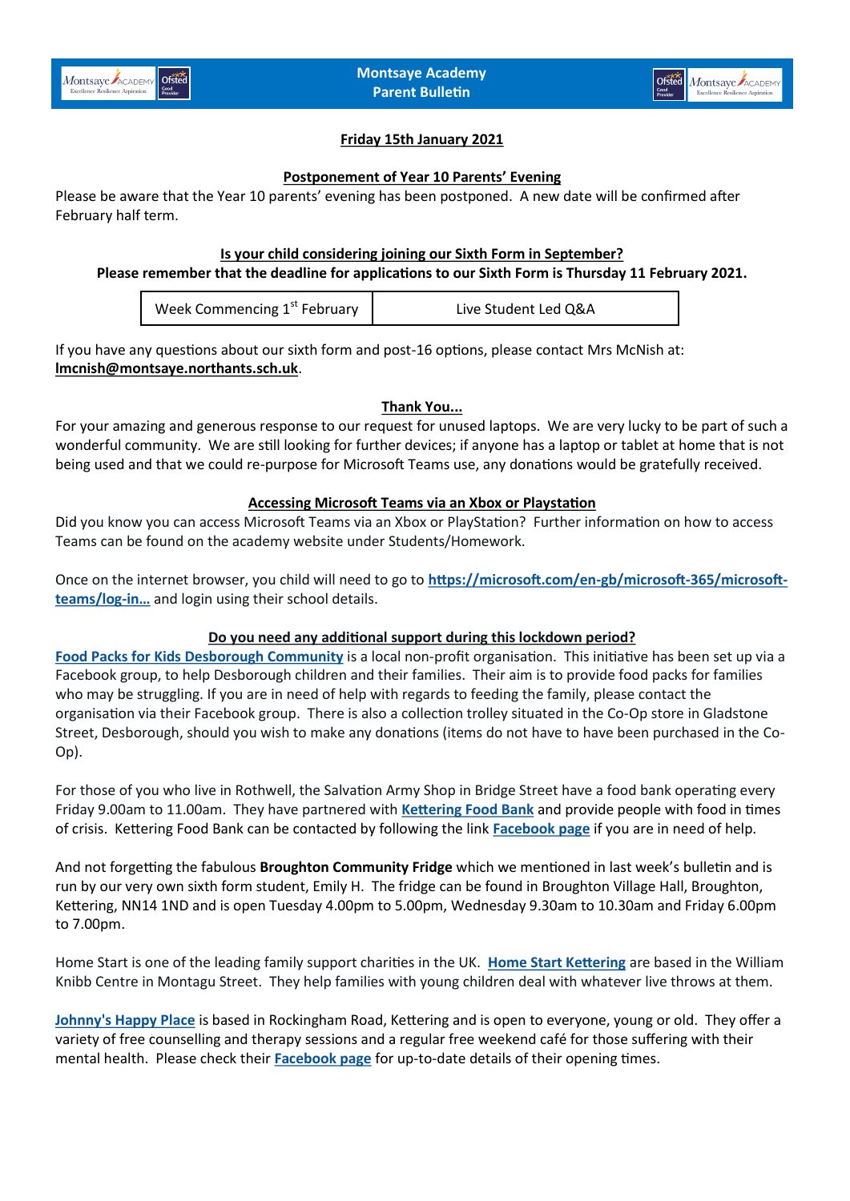# Montsaye Academy
# Parent Bulletin

**Friday 15th January 2021**

## Postponement of Year 10 Parents' Evening

Please be aware that the Year 10 parents' evening has been postponed. A new date will be confirmed after February half term.

## Is your child considering joining our Sixth Form in September?

**Please remember that the deadline for applications to our Sixth Form is Thursday 11 February 2021.**

| Week Commencing 1st February | Live Student Led Q&A |
| --- | --- |

If you have any questions about our sixth form and post-16 options, please contact Mrs McNish at: **lmcnish@montsaye.northants.sch.uk**.

## Thank You...

For your amazing and generous response to our request for unused laptops. We are very lucky to be part of such a wonderful community. We are still looking for further devices; if anyone has a laptop or tablet at home that is not being used and that we could re-purpose for Microsoft Teams use, any donations would be gratefully received.

## Accessing Microsoft Teams via an Xbox or Playstation

Did you know you can access Microsoft Teams via an Xbox or PlayStation? Further information on how to access Teams can be found on the academy website under Students/Homework.

Once on the internet browser, you child will need to go to **https://microsoft.com/en-gb/microsoft-365/microsoft-teams/log-in…** and login using their school details.

## Do you need any additional support during this lockdown period?

**Food Packs for Kids Desborough Community** is a local non-profit organisation. This initiative has been set up via a Facebook group, to help Desborough children and their families. Their aim is to provide food packs for families who may be struggling. If you are in need of help with regards to feeding the family, please contact the organisation via their Facebook group. There is also a collection trolley situated in the Co-Op store in Gladstone Street, Desborough, should you wish to make any donations (items do not have to have been purchased in the Co-Op).

For those of you who live in Rothwell, the Salvation Army Shop in Bridge Street have a food bank operating every Friday 9.00am to 11.00am. They have partnered with **Kettering Food Bank** and provide people with food in times of crisis. Kettering Food Bank can be contacted by following the link **Facebook page** if you are in need of help.

And not forgetting the fabulous **Broughton Community Fridge** which we mentioned in last week's bulletin and is run by our very own sixth form student, Emily H. The fridge can be found in Broughton Village Hall, Broughton, Kettering, NN14 1ND and is open Tuesday 4.00pm to 5.00pm, Wednesday 9.30am to 10.30am and Friday 6.00pm to 7.00pm.

Home Start is one of the leading family support charities in the UK. **Home Start Kettering** are based in the William Knibb Centre in Montagu Street. They help families with young children deal with whatever live throws at them.

**Johnny's Happy Place** is based in Rockingham Road, Kettering and is open to everyone, young or old. They offer a variety of free counselling and therapy sessions and a regular free weekend café for those suffering with their mental health. Please check their **Facebook page** for up-to-date details of their opening times.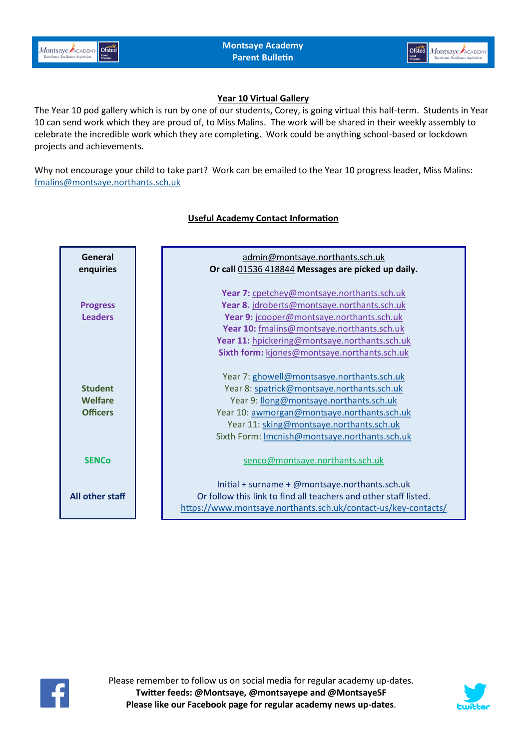## Year 10 Virtual Gallery

The Year 10 pod gallery which is run by one of our students, Corey, is going virtual this half-term. Students in Year 10 can send work which they are proud of, to Miss Malins. The work will be shared in their weekly assembly to celebrate the incredible work which they are completing. Work could be anything school-based or lockdown projects and achievements.

Why not encourage your child to take part? Work can be emailed to the Year 10 progress leader, Miss Malins: fmalins@montsaye.northants.sch.uk

## Useful Academy Contact Information

| | |
|---|---|
| **General enquiries** | admin@montsaye.northants.sch.uk<br>**Or call** 01536 418844 **Messages are picked up daily.** |
| **Progress Leaders** | **Year 7:** cpetchey@montsaye.northants.sch.uk<br>**Year 8.** jdroberts@montsaye.northants.sch.uk<br>**Year 9:** jcooper@montsaye.northants.sch.uk<br>**Year 10:** fmalins@montsaye.northants.sch.uk<br>**Year 11:** hpickering@montsaye.northants.sch.uk<br>**Sixth form:** kjones@montsaye.northants.sch.uk |
| **Student Welfare Officers** | Year 7: ghowell@montsasye.northants.sch.uk<br>Year 8: spatrick@montsaye.northants.sch.uk<br>Year 9: llong@montsaye.northants.sch.uk<br>Year 10: awmorgan@montsaye.northants.sch.uk<br>Year 11: sking@montsaye.northants.sch.uk<br>Sixth Form: lmcnish@montsaye.northants.sch.uk |
| **SENCo** | senco@montsaye.northants.sch.uk |
| **All other staff** | Initial + surname + @montsaye.northants.sch.uk<br>Or follow this link to find all teachers and other staff listed.<br>https://www.montsaye.northants.sch.uk/contact-us/key-contacts/ |

Please remember to follow us on social media for regular academy up-dates.
**Twitter feeds: @Montsaye, @montsayepe and @MontsayeSF**
**Please like our Facebook page for regular academy news up-dates**.